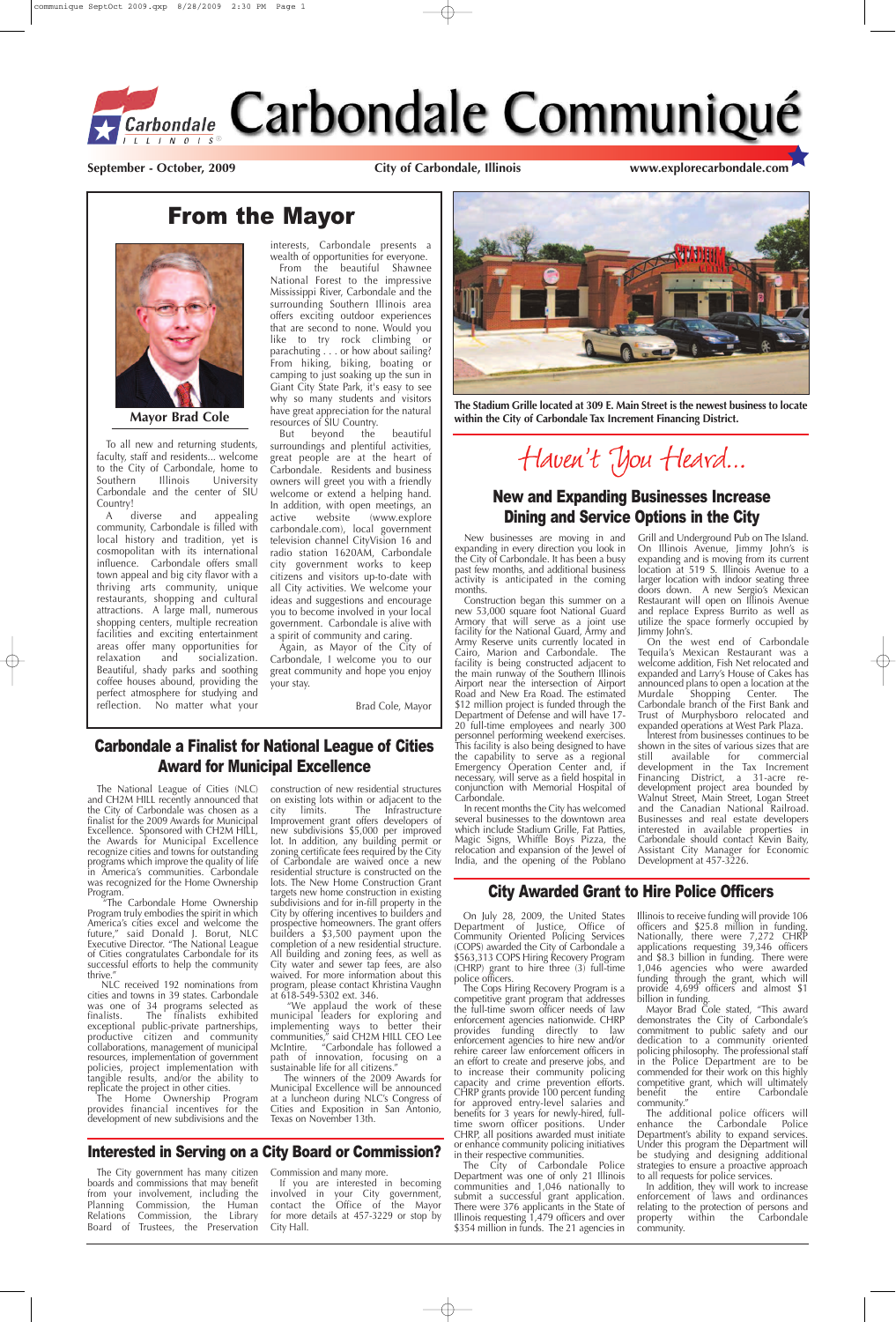# Carbondale Communiqué

**September - October, 2009** | **City of Carbondale, Illinois** | **www.explorecarbondale.com**

## From the Mayor

**Mayor Brad Cole**

To all new and returning students, faculty, staff and residents... welcome to the City of Carbondale, home to Southern Illinois University Carbondale and the center of SIU Country!

A diverse and appealing community, Carbondale is filled with local history and tradition, yet is cosmopolitan with its international influence. Carbondale offers small town appeal and big city flavor with a thriving arts community, unique restaurants, shopping and cultural attractions. A large mall, numerous shopping centers, multiple recreation facilities and exciting entertainment areas offer many opportunities for relaxation and socialization. Beautiful, shady parks and soothing coffee houses abound, providing the perfect atmosphere for studying and reflection. No matter what your interests, Carbondale presents a wealth of opportunities for everyone.

From the beautiful Shawnee National Forest to the impressive Mississippi River, Carbondale and the surrounding Southern Illinois area offers exciting outdoor experiences that are second to none. Would you like to try rock climbing or parachuting . . . or how about sailing? From hiking, biking, boating or camping to just soaking up the sun in Giant City State Park, it's easy to see why so many students and visitors have great appreciation for the natural resources of SIU Country.

But beyond the beautiful surroundings and plentiful activities, great people are at the heart of Carbondale. Residents and business owners will greet you with a friendly welcome or extend a helping hand. In addition, with open meetings, an active website (www.explorecarbondale.com), local government television channel CityVision 16 and radio station 1620AM, Carbondale city government works to keep citizens and visitors up-to-date with all City activities. We welcome your ideas and suggestions and encourage you to become involved in your local government. Carbondale is alive with a spirit of community and caring.

Again, as Mayor of the City of Carbondale, I welcome you to our great community and hope you enjoy your stay.

Brad Cole, Mayor

**The Stadium Grille located at 309 E. Main Street is the newest business to locate within the City of Carbondale Tax Increment Financing District.**

## *Haven't You Heard...*

## New and Expanding Businesses Increase Dining and Service Options in the City

New businesses are moving in and expanding in every direction you look in the City of Carbondale. It has been a busy past few months, and additional business activity is anticipated in the coming months.

Construction began this summer on a new 53,000 square foot National Guard Armory that will serve as a joint use facility for the National Guard, Army and Army Reserve units currently located in Cairo, Marion and Carbondale. The facility is being constructed adjacent to the main runway of the Southern Illinois Airport near the intersection of Airport Road and New Era Road. The estimated $12 million project is funded through the Department of Defense and will have 17-20 full-time employees and nearly 300 personnel performing weekend exercises. This facility is also being designed to have the capability to serve as a regional Emergency Operation Center and, if necessary, will serve as a field hospital in conjunction with Memorial Hospital of Carbondale.

In recent months the City has welcomed several businesses to the downtown area which include Stadium Grille, Fat Patties, Magic Signs, Whiffle Boys Pizza, the relocation and expansion of the Jewel of India, and the opening of the Poblano Grill and Underground Pub on The Island. On Illinois Avenue, Jimmy John's is expanding and is moving from its current location at 519 S. Illinois Avenue to a larger location with indoor seating three doors down. A new Sergio's Mexican Restaurant will open on Illinois Avenue and replace Express Burrito as well as utilize the space formerly occupied by Jimmy John's.

On the west end of Carbondale Tequila's Mexican Restaurant was a welcome addition, Fish Net relocated and expanded and Larry's House of Cakes has announced plans to open a location at the Murdale Shopping Center. The Carbondale branch of the First Bank and Trust of Murphysboro relocated and expanded operations at West Park Plaza.

Interest from businesses continues to be shown in the sites of various sizes that are still available for commercial development in the Tax Increment Financing District, a 31-acre redevelopment project area bounded by Walnut Street, Main Street, Logan Street and the Canadian National Railroad. Businesses and real estate developers interested in available properties in Carbondale should contact Kevin Baity, Assistant City Manager for Economic Development at 457-3226.

## Carbondale a Finalist for National League of Cities Award for Municipal Excellence

The National League of Cities (NLC) and CH2M HILL recently announced that the City of Carbondale was chosen as a finalist for the 2009 Awards for Municipal Excellence. Sponsored with CH2M HILL, the Awards for Municipal Excellence recognize cities and towns for outstanding programs which improve the quality of life in America's communities. Carbondale was recognized for the Home Ownership Program.

"The Carbondale Home Ownership Program truly embodies the spirit in which America's cities excel and welcome the future," said Donald J. Borut, NLC Executive Director. "The National League of Cities congratulates Carbondale for its successful efforts to help the community thrive."

NLC received 192 nominations from cities and towns in 39 states. Carbondale was one of 34 programs selected as finalists. The finalists exhibited exceptional public-private partnerships, productive citizen and community collaborations, management of municipal resources, implementation of government policies, project implementation with tangible results, and/or the ability to replicate the project in other cities.

The Home Ownership Program provides financial incentives for the development of new subdivisions and the construction of new residential structures on existing lots within or adjacent to the city limits. The Infrastructure Improvement grant offers developers of new subdivisions $5,000 per improved lot. In addition, any building permit or zoning certificate fees required by the City of Carbondale are waived once a new residential structure is constructed on the lots. The New Home Construction Grant targets new home construction in existing subdivisions and for in-fill property in the City by offering incentives to builders and prospective homeowners. The grant offers builders a $3,500 payment upon the completion of a new residential structure. All building and zoning fees, as well as City water and sewer tap fees, are also waived. For more information about this program, please contact Khristina Vaughn at 618-549-5302 ext. 346.

"We applaud the work of these municipal leaders for exploring and implementing ways to better their communities," said CH2M HILL CEO Lee McIntire. "Carbondale has followed a path of innovation, focusing on a sustainable life for all citizens."

The winners of the 2009 Awards for Municipal Excellence will be announced at a luncheon during NLC's Congress of Cities and Exposition in San Antonio, Texas on November 13th.

## City Awarded Grant to Hire Police Officers

On July 28, 2009, the United States Department of Justice, Office of Community Oriented Policing Services (COPS) awarded the City of Carbondale a $563,313 COPS Hiring Recovery Program (CHRP) grant to hire three (3) full-time police officers.

The Cops Hiring Recovery Program is a competitive grant program that addresses the full-time sworn officer needs of law enforcement agencies nationwide. CHRP provides funding directly to law enforcement agencies to hire new and/or rehire career law enforcement officers in an effort to create and preserve jobs, and to increase their community policing capacity and crime prevention efforts. CHRP grants provide 100 percent funding for approved entry-level salaries and benefits for 3 years for newly-hired, full-time sworn officer positions. Under CHRP, all positions awarded must initiate or enhance community policing initiatives in their respective communities.

The City of Carbondale Police Department was one of only 21 Illinois communities and 1,046 nationally to submit a successful grant application. There were 376 applicants in the State of Illinois requesting 1,479 officers and over $354 million in funds. The 21 agencies in Illinois to receive funding will provide 106 officers and $25.8 million in funding. Nationally, there were 7,272 CHRP applications requesting 39,346 officers and $8.3 billion in funding. There were 1,046 agencies who were awarded funding through the grant, which will provide 4,699 officers and almost $1 billion in funding.

Mayor Brad Cole stated, "This award demonstrates the City of Carbondale's commitment to public safety and our dedication to a community oriented policing philosophy. The professional staff in the Police Department are to be commended for their work on this highly competitive grant, which will ultimately benefit the entire Carbondale community."

The additional police officers will enhance the Carbondale Police Department's ability to expand services. Under this program the Department will be studying and designing additional strategies to ensure a proactive approach to all requests for police services.

In addition, they will work to increase enforcement of laws and ordinances relating to the protection of persons and property within the Carbondale community.

## Interested in Serving on a City Board or Commission?

The City government has many citizen boards and commissions that may benefit from your involvement, including the Planning Commission, the Human Relations Commission, the Library Board of Trustees, the Preservation Commission and many more.

If you are interested in becoming involved in your City government, contact the Office of the Mayor for more details at 457-3229 or stop by City Hall.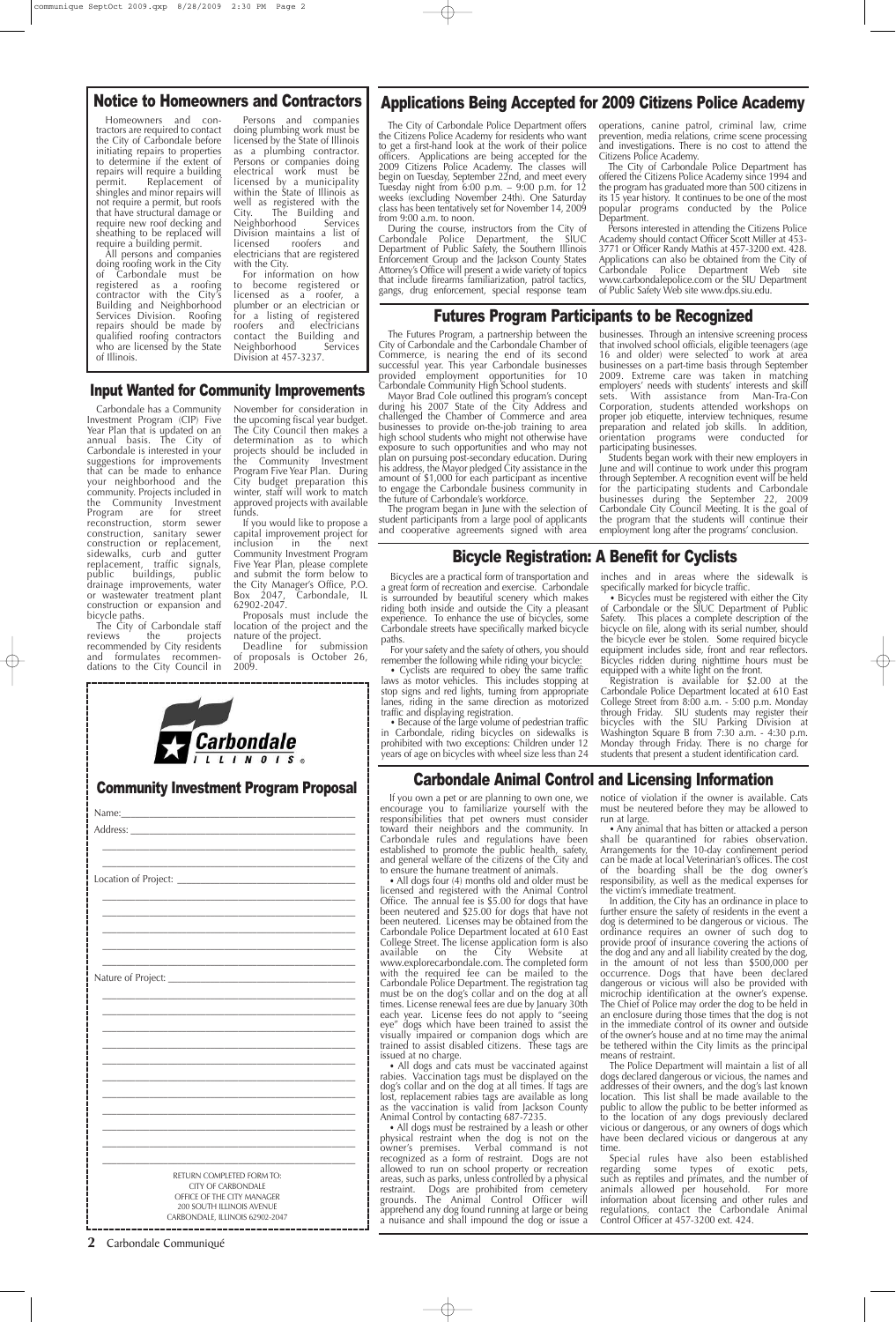## Notice to Homeowners and Contractors

Homeowners and contractors are required to contact the City of Carbondale before initiating repairs to properties to determine if the extent of repairs will require a building permit. Replacement of shingles and minor repairs will not require a permit, but roofs that have structural damage or require new roof decking and sheathing to be replaced will require a building permit.

All persons and companies doing roofing work in the City of Carbondale must be registered as a roofing contractor with the City's Building and Neighborhood Services Division. Roofing repairs should be made by qualified roofing contractors who are licensed by the State of Illinois.

Persons and companies doing plumbing work must be licensed by the State of Illinois as a plumbing contractor. Persons or companies doing electrical work must be licensed by a municipality within the State of Illinois as well as registered with the City. The Building and Neighborhood Services Division maintains a list of licensed roofers and electricians that are registered with the City.

For information on how to become registered or licensed as a roofer, a plumber or an electrician or for a listing of registered roofers and electricians contact the Building and Neighborhood Services Division at 457-3237.

## Applications Being Accepted for 2009 Citizens Police Academy

The City of Carbondale Police Department offers the Citizens Police Academy for residents who want to get a first-hand look at the work of their police officers. Applications are being accepted for the 2009 Citizens Police Academy. The classes will begin on Tuesday, September 22nd, and meet every Tuesday night from 6:00 p.m. – 9:00 p.m. for 12 weeks (excluding November 24th). One Saturday class has been tentatively set for November 14, 2009 from 9:00 a.m. to noon.

During the course, instructors from the City of Carbondale Police Department, the SIUC Department of Public Safety, the Southern Illinois Enforcement Group and the Jackson County States Attorney's Office will present a wide variety of topics that include firearms familiarization, patrol tactics, gangs, drug enforcement, special response team operations, canine patrol, criminal law, crime prevention, media relations, crime scene processing and investigations. There is no cost to attend the Citizens Police Academy.

The City of Carbondale Police Department has offered the Citizens Police Academy since 1994 and the program has graduated more than 500 citizens in its 15 year history. It continues to be one of the most popular programs conducted by the Police Department.

Persons interested in attending the Citizens Police Academy should contact Officer Scott Miller at 453-3771 or Officer Randy Mathis at 457-3200 ext. 428. Applications can also be obtained from the City of Carbondale Police Department Web site www.carbondalepolice.com or the SIU Department of Public Safety Web site www.dps.siu.edu.

## Futures Program Participants to be Recognized

The Futures Program, a partnership between the City of Carbondale and the Carbondale Chamber of Commerce, is nearing the end of its second successful year. This year Carbondale businesses provided employment opportunities for 10 Carbondale Community High School students.

Mayor Brad Cole outlined this program's concept during his 2007 State of the City Address and challenged the Chamber of Commerce and area businesses to provide on-the-job training to area high school students who might not otherwise have exposure to such opportunities and who may not plan on pursuing post-secondary education. During his address, the Mayor pledged City assistance in the amount of $1,000 for each participant as incentive to engage the Carbondale business community in the future of Carbondale's workforce.

The program began in June with the selection of student participants from a large pool of applicants and cooperative agreements signed with area businesses. Through an intensive screening process that involved school officials, eligible teenagers (age 16 and older) were selected to work at area businesses on a part-time basis through September 2009. Extreme care was taken in matching employers' needs with students' interests and skill sets. With assistance from Man-Tra-Con Corporation, students attended workshops on proper job etiquette, interview techniques, resume preparation and related job skills. In addition, orientation programs were conducted for participating businesses.

Students began work with their new employers in June and will continue to work under this program through September. A recognition event will be held for the participating students and Carbondale businesses during the September 22, 2009 Carbondale City Council Meeting. It is the goal of the program that the students will continue their employment long after the programs' conclusion.

## Input Wanted for Community Improvements

Carbondale has a Community Investment Program (CIP) Five Year Plan that is updated on an annual basis. The City of Carbondale is interested in your suggestions for improvements that can be made to enhance your neighborhood and the community. Projects included in the Community Investment Program are for street reconstruction, storm sewer construction, sanitary sewer construction or replacement, sidewalks, curb and gutter replacement, traffic signals, public buildings, public drainage improvements, water or wastewater treatment plant construction or expansion and bicycle paths.

The City of Carbondale staff reviews the projects recommended by City residents and formulates recommendations to the City Council in November for consideration in the upcoming fiscal year budget. The City Council then makes a determination as to which projects should be included in the Community Investment Program Five Year Plan. During City budget preparation this winter, staff will work to match approved projects with available funds.

If you would like to propose a capital improvement project for inclusion in the next Community Investment Program Five Year Plan, please complete and submit the form below to the City Manager's Office, P.O. Box 2047, Carbondale, IL 62902-2047.

Proposals must include the location of the project and the nature of the project.

Deadline for submission of proposals is October 26, 2009.

## Bicycle Registration: A Benefit for Cyclists

Bicycles are a practical form of transportation and a great form of recreation and exercise. Carbondale is surrounded by beautiful scenery which makes riding both inside and outside the City a pleasant experience. To enhance the use of bicycles, some Carbondale streets have specifically marked bicycle paths.

For your safety and the safety of others, you should remember the following while riding your bicycle:

- Cyclists are required to obey the same traffic laws as motor vehicles. This includes stopping at stop signs and red lights, turning from appropriate lanes, riding in the same direction as motorized traffic and displaying registration.
- Because of the large volume of pedestrian traffic in Carbondale, riding bicycles on sidewalks is prohibited with two exceptions: Children under 12 years of age on bicycles with wheel size less than 24 inches and in areas where the sidewalk is specifically marked for bicycle traffic.
- Bicycles must be registered with either the City of Carbondale or the SIUC Department of Public Safety. This places a complete description of the bicycle on file, along with its serial number, should the bicycle ever be stolen. Some required bicycle equipment includes side, front and rear reflectors. Bicycles ridden during nighttime hours must be equipped with a white light on the front.

Registration is available for $2.00 at the Carbondale Police Department located at 610 East College Street from 8:00 a.m. - 5:00 p.m. Monday through Friday. SIU students may register their bicycles with the SIU Parking Division at Washington Square B from 7:30 a.m. - 4:30 p.m. Monday through Friday. There is no charge for students that present a student identification card.

Carbondale ILLINOIS®

## Community Investment Program Proposal

Name:\_\_\_\_\_\_\_\_\_\_\_\_\_\_\_\_\_\_\_\_\_\_\_\_\_\_\_\_\_\_\_\_

Address: \_\_\_\_\_\_\_\_\_\_\_\_\_\_\_\_\_\_\_\_\_\_\_\_\_\_\_\_\_\_

Location of Project: \_\_\_\_\_\_\_\_\_\_\_\_\_\_\_\_\_\_\_\_\_

Nature of Project: \_\_\_\_\_\_\_\_\_\_\_\_\_\_\_\_\_\_\_\_\_\_

RETURN COMPLETED FORM TO:
CITY OF CARBONDALE
OFFICE OF THE CITY MANAGER
200 SOUTH ILLINOIS AVENUE
CARBONDALE, ILLINOIS 62902-2047

## Carbondale Animal Control and Licensing Information

If you own a pet or are planning to own one, we encourage you to familiarize yourself with the responsibilities that pet owners must consider toward their neighbors and the community. In Carbondale rules and regulations have been established to promote the public health, safety, and general welfare of the citizens of the City and to ensure the humane treatment of animals.

- All dogs four (4) months old and older must be licensed and registered with the Animal Control Office. The annual fee is $5.00 for dogs that have been neutered and $25.00 for dogs that have not been neutered. Licenses may be obtained from the Carbondale Police Department located at 610 East College Street. The license application form is also available on the City Website at www.explorecarbondale.com. The completed form with the required fee can be mailed to the Carbondale Police Department. The registration tag must be on the dog's collar and on the dog at all times. License renewal fees are due by January 30th each year. License fees do not apply to "seeing eye" dogs which have been trained to assist the visually impaired or companion dogs which are trained to assist disabled citizens. These tags are issued at no charge.
- All dogs and cats must be vaccinated against rabies. Vaccination tags must be displayed on the dog's collar and on the dog at all times. If tags are lost, replacement rabies tags are available as long as the vaccination is valid from Jackson County Animal Control by contacting 687-7235.
- All dogs must be restrained by a leash or other physical restraint when the dog is not on the owner's premises. Verbal command is not recognized as a form of restraint. Dogs are not allowed to run on school property or recreation areas, such as parks, unless controlled by a physical restraint. Dogs are prohibited from cemetery grounds. The Animal Control Officer will apprehend any dog found running at large or being a nuisance and shall impound the dog or issue a notice of violation if the owner is available. Cats must be neutered before they may be allowed to run at large.
- Any animal that has bitten or attacked a person shall be quarantined for rabies observation. Arrangements for the 10-day confinement period can be made at local Veterinarian's offices. The cost of the boarding shall be the dog owner's responsibility, as well as the medical expenses for the victim's immediate treatment.

In addition, the City has an ordinance in place to further ensure the safety of residents in the event a dog is determined to be dangerous or vicious. The ordinance requires an owner of such dog to provide proof of insurance covering the actions of the dog and any and all liability created by the dog, in the amount of not less than $500,000 per occurrence. Dogs that have been declared dangerous or vicious will also be provided with microchip identification at the owner's expense. The Chief of Police may order the dog to be held in an enclosure during those times that the dog is not in the immediate control of its owner and outside of the owner's house and at no time may the animal be tethered within the City limits as the principal means of restraint.

The Police Department will maintain a list of all dogs declared dangerous or vicious, the names and addresses of their owners, and the dog's last known location. This list shall be made available to the public to allow the public to be better informed as to the location of any dogs previously declared vicious or dangerous, or any owners of dogs which have been declared vicious or dangerous at any time.

Special rules have also been established regarding some types of exotic pets, such as reptiles and primates, and the number of animals allowed per household. For more information about licensing and other rules and regulations, contact the Carbondale Animal Control Officer at 457-3200 ext. 424.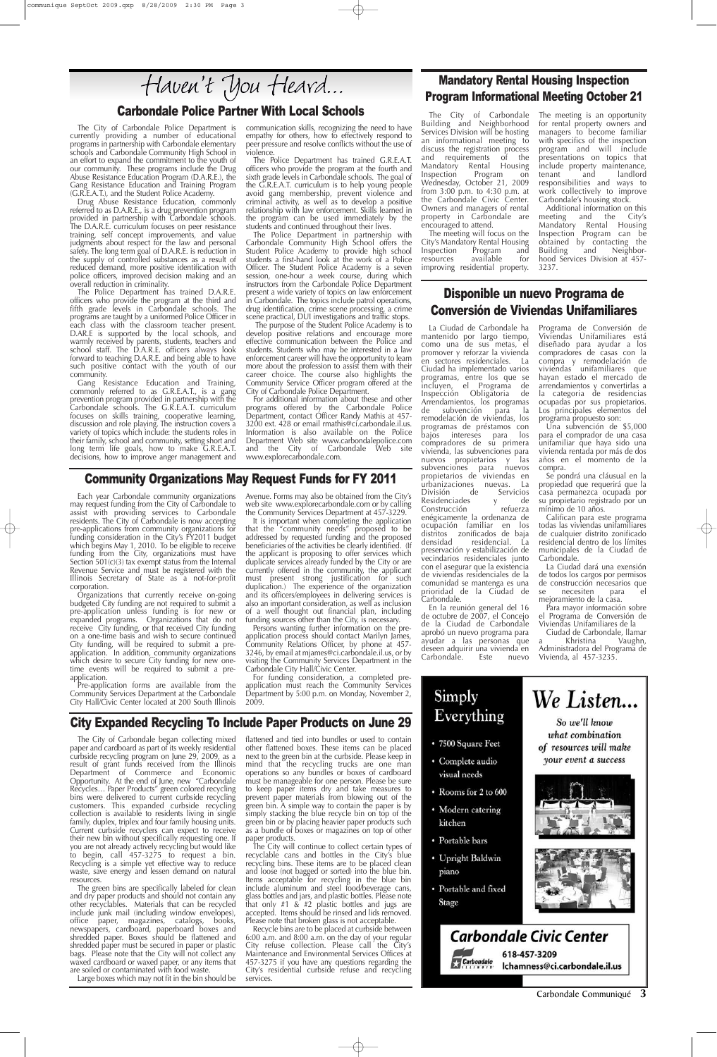# Haven't You Heard...

## Carbondale Police Partner With Local Schools

The City of Carbondale Police Department is currently providing a number of educational programs in partnership with Carbondale elementary schools and Carbondale Community High School in an effort to expand the commitment to the youth of our community. These programs include the Drug Abuse Resistance Education Program (D.A.R.E.), the Gang Resistance Education and Training Program (G.R.E.A.T.), and the Student Police Academy.

Drug Abuse Resistance Education, commonly referred to as D.A.R.E., is a drug prevention program provided in partnership with Carbondale schools. The D.A.R.E. curriculum focuses on peer resistance training, self concept improvements, and value judgments about respect for the law and personal safety. The long term goal of D.A.R.E. is reduction in the supply of controlled substances as a result of reduced demand, more positive identification with police officers, improved decision making and an overall reduction in criminality.

The Police Department has trained D.A.R.E. officers who provide the program at the third and fifth grade levels in Carbondale schools. The programs are taught by a uniformed Police Officer in each class with the classroom teacher present. D.AR.E is supported by the local schools, and warmly received by parents, students, teachers and school staff. The D.A.R.E. officers always look forward to teaching D.A.R.E. and being able to have such positive contact with the youth of our community.

Gang Resistance Education and Training, commonly referred to as G.R.E.A.T., is a gang prevention program provided in partnership with the Carbondale schools. The G.R.E.A.T. curriculum focuses on skills training, cooperative learning, discussion and role playing. The instruction covers a variety of topics which include: the students roles in their family, school and community, setting short and long term life goals, how to make G.R.E.A.T. decisions, how to improve anger management and communication skills, recognizing the need to have empathy for others, how to effectively respond to peer pressure and resolve conflicts without the use of violence.

The Police Department has trained G.R.E.A.T. officers who provide the program at the fourth and sixth grade levels in Carbondale schools. The goal of the G.R.E.A.T. curriculum is to help young people avoid gang membership, prevent violence and criminal activity, as well as to develop a positive relationship with law enforcement. Skills learned in the program can be used immediately by the students and continued throughout their lives.

The Police Department in partnership with Carbondale Community High School offers the Student Police Academy to provide high school students a first-hand look at the work of a Police Officer. The Student Police Academy is a seven session, one-hour a week course, during which instructors from the Carbondale Police Department present a wide variety of topics on law enforcement in Carbondale. The topics include patrol operations, drug identification, crime scene processing, a crime scene practical, DUI investigations and traffic stops.

The purpose of the Student Police Academy is to develop positive relations and encourage more effective communication between the Police and students. Students who may be interested in a law enforcement career will have the opportunity to learn more about the profession to assist them with their career choice. The course also highlights the Community Service Officer program offered at the City of Carbondale Police Department.

For additional information about these and other programs offered by the Carbondale Police Department, contact Officer Randy Mathis at 457-3200 ext. 428 or email rmathis@ci.carbondale.il.us. Information is also available on the Police Department Web site www.carbondalepolice.com and the City of Carbondale Web site www.explorecarbondale.com.

## Mandatory Rental Housing Inspection Program Informational Meeting October 21

The City of Carbondale Building and Neighborhood Services Division will be hosting an informational meeting to discuss the registration process and requirements of the Mandatory Rental Housing Inspection Program on Wednesday, October 21, 2009 from 3:00 p.m. to 4:30 p.m. at the Carbondale Civic Center. Owners and managers of rental property in Carbondale are encouraged to attend.

The meeting will focus on the City's Mandatory Rental Housing Inspection Program and resources available for improving residential property. The meeting is an opportunity for rental property owners and managers to become familiar with specifics of the inspection program and will include presentations on topics that include property maintenance, tenant and landlord responsibilities and ways to work collectively to improve Carbondale's housing stock.

Additional information on this meeting and the City's Mandatory Rental Housing Inspection Program can be obtained by contacting the Building and Neighborhood Services Division at 457-3237.

## Disponible un nuevo Programa de Conversión de Viviendas Unifamiliares

La Ciudad de Carbondale ha mantenido por largo tiempo, como una de sus metas, el promover y reforzar la vivienda en sectores residenciales. La Ciudad ha implementado varios programas, entre los que se incluyen, el Programa de Inspección Obligatoria de Arrendamientos, los programas de subvención para la remodelación de viviendas, los programas de préstamos con bajos intereses para los compradores de su primera vivienda, las subvenciones para nuevos propietarios y las subvenciones para nuevos propietarios de viviendas en urbanizaciones nuevas. La División de Servicios Residenciades y de Construcción refuerza enérgicamente la ordenanza de ocupación familiar en los distritos zonificados de baja densidad residencial. La preservación y estabilización de vecindarios residenciales junto con el asegurar que la existencia de viviendas residenciales de la comunidad se mantenga es una prioridad de la Ciudad de Carbondale.

En la reunión general del 16 de octubre de 2007, el Concejo de la Ciudad de Carbondale aprobó un nuevo programa para ayudar a las personas que deseen adquirir una vivienda en Carbondale. Este nuevo Programa de Conversión de Viviendas Unifamiliares está diseñado para ayudar a los compradores de casas con la compra y remodelación de viviendas unifamiliares que hayan estado el mercado de arrendamientos y convertirlas a la categoría de residencias ocupadas por sus propietarios. Los principales elementos del programa propuesto son:

Una subvención de $5,000 para el comprador de una casa unifamiliar que haya sido una vivienda rentada por más de dos años en el momento de la compra.

Se pondrá una cláusula en la propiedad que requerirá que la casa permanezca ocupada por su propietario registrado por un mínimo de 10 años.

Califican para este programa todas las viviendas unifamiliares de cualquier distrito zonificado residencial dentro de los límites municipales de la Ciudad de Carbondale.

La Ciudad dará una exención de todos los cargos por permisos de construcción necesarios que se necesiten para el mejoramiento de la casa.

Para mayor información sobre el Programa de Conversión de Viviendas Unifamiliares de la Ciudad de Carbondale, llamar a Khristina Vaughn, Administradora del Programa de Vivienda, al 457-3235.

## Community Organizations May Request Funds for FY 2011

Each year Carbondale community organizations may request funding from the City of Carbondale to assist with providing services to Carbondale residents. The City of Carbondale is now accepting pre-applications from community organizations for funding consideration in the City's FY2011 budget which begins May 1, 2010. To be eligible to receive funding from the City, organizations must have Section 501(c)(3) tax exempt status from the Internal Revenue Service and must be registered with the Illinois Secretary of State as a not-for-profit corporation.

Organizations that currently receive on-going budgeted City funding are not required to submit a pre-application unless funding is for new or expanded programs. Organizations that do not receive City funding, or that received City funding on a one-time basis and wish to secure continued City funding, will be required to submit a pre-application. In addition, community organizations which desire to secure City funding for new one-time events will be required to submit a pre-application.

Pre-application forms are available from the Community Services Department at the Carbondale City Hall/Civic Center located at 200 South Illinois Avenue. Forms may also be obtained from the City's web site www.explorecarbondale.com or by calling the Community Services Department at 457-3229.

It is important when completing the application that the "community needs" proposed to be addressed by requested funding and the proposed beneficiaries of the activities be clearly identified. (If the applicant is proposing to offer services which duplicate services already funded by the City or are currently offered in the community, the applicant must present strong justification for such duplication.) The experience of the organization and its officers/employees in delivering services is also an important consideration, as well as inclusion of a well thought out financial plan, including funding sources other than the City, is necessary.

Persons wanting further information on the pre-application process should contact Marilyn James, Community Relations Officer, by phone at 457-3246, by email at mjames@ci.carbondale.il.us, or by visiting the Community Services Department in the Carbondale City Hall/Civic Center.

For funding consideration, a completed pre-application must reach the Community Services Department by 5:00 p.m. on Monday, November 2, 2009.

## City Expanded Recycling To Include Paper Products on June 29

The City of Carbondale began collecting mixed paper and cardboard as part of its weekly residential curbside recycling program on June 29, 2009, as a result of grant funds received from the Illinois Department of Commerce and Economic Opportunity. At the end of June, new "Carbondale Recycles... Paper Products" green colored recycling bins were delivered to current curbside recycling customers. This expanded curbside recycling collection is available to residents living in single family, duplex, triplex and four family housing units. Current curbside recyclers can expect to receive their new bin without specifically requesting one. If you are not already actively recycling but would like to begin, call 457-3275 to request a bin. Recycling is a simple yet effective way to reduce waste, save energy and lessen demand on natural resources.

The green bins are specifically labeled for clean and dry paper products and should not contain any other recyclables. Materials that can be recycled include junk mail (including window envelopes), office paper, magazines, catalogs, books, newspapers, cardboard, paperboard boxes and shredded paper. Boxes should be flattened and shredded paper must be secured in paper or plastic bags. Please note that the City will not collect any waxed cardboard or waxed paper, or any items that are soiled or contaminated with food waste.

Large boxes which may not fit in the bin should be flattened and tied into bundles or used to contain other flattened boxes. These items can be placed next to the green bin at the curbside. Please keep in mind that the recycling trucks are one man operations so any bundles or boxes of cardboard must be manageable for one person. Please be sure to keep paper items dry and take measures to prevent paper materials from blowing out of the green bin. A simple way to contain the paper is by simply stacking the blue recycle bin on top of the green bin or by placing heavier paper products such as a bundle of boxes or magazines on top of other paper products.

The City will continue to collect certain types of recyclable cans and bottles in the City's blue recycling bins. These items are to be placed clean and loose (not bagged or sorted) into the blue bin. Items acceptable for recycling in the blue bin include aluminum and steel food/beverage cans, glass bottles and jars, and plastic bottles. Please note that only #1 & #2 plastic bottles and jugs are accepted. Items should be rinsed and lids removed. Please note that broken glass is not acceptable.

Recycle bins are to be placed at curbside between 6:00 a.m. and 8:00 a.m. on the day of your regular City refuse collection. Please call the City's Maintenance and Environmental Services Offices at 457-3275 if you have any questions regarding the City's residential curbside refuse and recycling services.

---

**Simply Everything**

- 7500 Square Feet
- Complete audio visual needs
- Rooms for 2 to 600
- Modern catering kitchen
- Portable bars
- Upright Baldwin piano
- Portable and fixed Stage

**We Listen...**

*So we'll know what combination of resources will make your event a success*

**Carbondale Civic Center**

618-457-3209
lchamness@ci.carbondale.il.us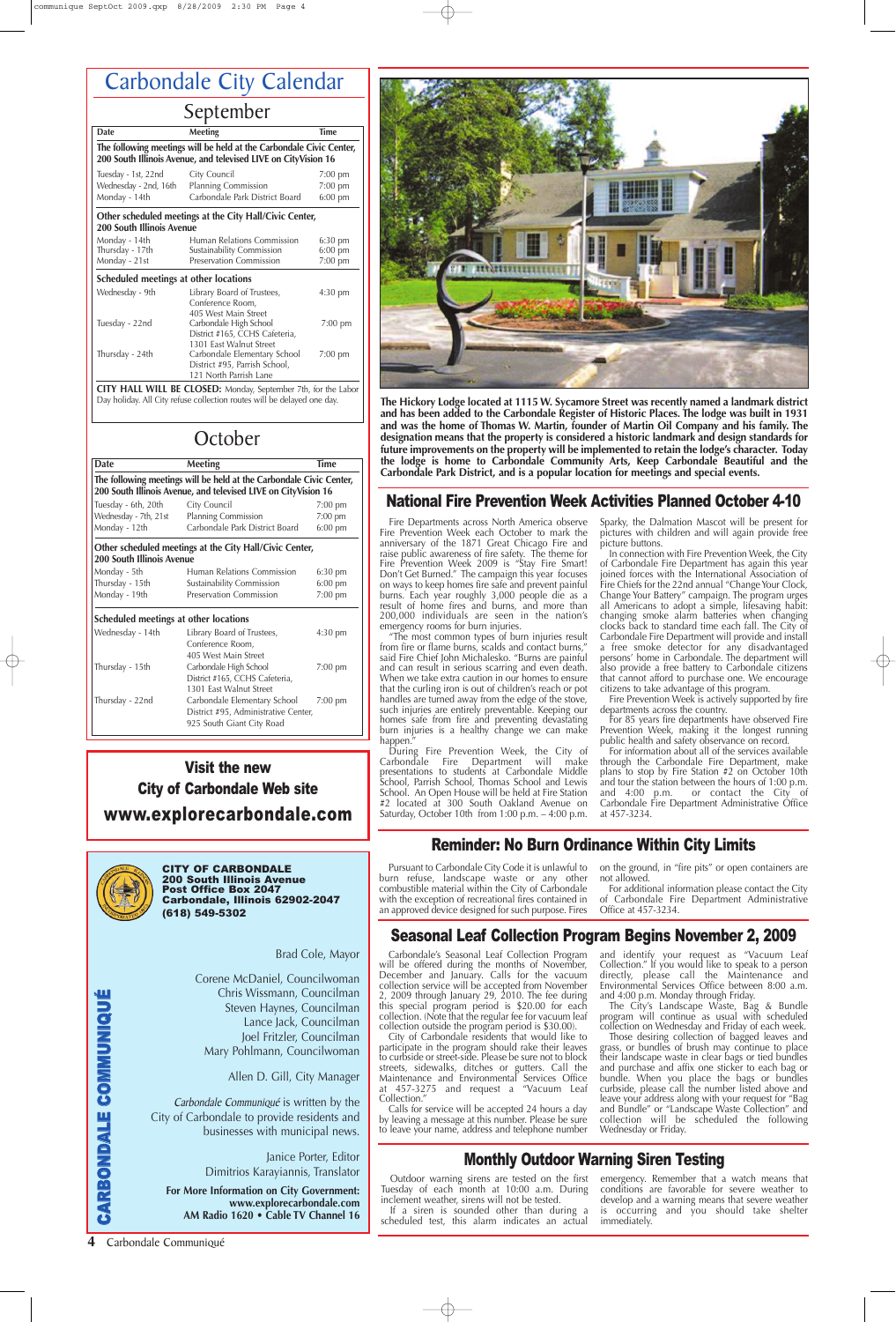# Carbondale City Calendar

## September

| Date | Meeting | Time |
|---|---|---|
| **The following meetings will be held at the Carbondale Civic Center, 200 South Illinois Avenue, and televised LIVE on CityVision 16** | | |
| Tuesday - 1st, 22nd | City Council | 7:00 pm |
| Wednesday - 2nd, 16th | Planning Commission | 7:00 pm |
| Monday - 14th | Carbondale Park District Board | 6:00 pm |
| **Other scheduled meetings at the City Hall/Civic Center, 200 South Illinois Avenue** | | |
| Monday - 14th | Human Relations Commission | 6:30 pm |
| Thursday - 17th | Sustainability Commission | 6:00 pm |
| Monday - 21st | Preservation Commission | 7:00 pm |
| **Scheduled meetings at other locations** | | |
| Wednesday - 9th | Library Board of Trustees, Conference Room, 405 West Main Street | 4:30 pm |
| Tuesday - 22nd | Carbondale High School District #165, CCHS Cafeteria, 1301 East Walnut Street | 7:00 pm |
| Thursday - 24th | Carbondale Elementary School District #95, Parrish School, 121 North Parrish Lane | 7:00 pm |

**CITY HALL WILL BE CLOSED:** Monday, September 7th, for the Labor Day holiday. All City refuse collection routes will be delayed one day.

## October

| Date | Meeting | Time |
|---|---|---|
| **The following meetings will be held at the Carbondale Civic Center, 200 South Illinois Avenue, and televised LIVE on CityVision 16** | | |
| Tuesday - 6th, 20th | City Council | 7:00 pm |
| Wednesday - 7th, 21st | Planning Commission | 7:00 pm |
| Monday - 12th | Carbondale Park District Board | 6:00 pm |
| **Other scheduled meetings at the City Hall/Civic Center, 200 South Illinois Avenue** | | |
| Monday - 5th | Human Relations Commission | 6:30 pm |
| Thursday - 15th | Sustainability Commission | 6:00 pm |
| Monday - 19th | Preservation Commission | 7:00 pm |
| **Scheduled meetings at other locations** | | |
| Wednesday - 14th | Library Board of Trustees, Conference Room, 405 West Main Street | 4:30 pm |
| Thursday - 15th | Carbondale High School District #165, CCHS Cafeteria, 1301 East Walnut Street | 7:00 pm |
| Thursday - 22nd | Carbondale Elementary School District #95, Administrative Center, 925 South Giant City Road | 7:00 pm |

**Visit the new City of Carbondale Web site**
**www.explorecarbondale.com**

**CITY OF CARBONDALE**
**200 South Illinois Avenue**
**Post Office Box 2047**
**Carbondale, Illinois 62902-2047**
**(618) 549-5302**

Brad Cole, Mayor

Corene McDaniel, Councilwoman
Chris Wissmann, Councilman
Steven Haynes, Councilman
Lance Jack, Councilman
Joel Fritzler, Councilman
Mary Pohlmann, Councilwoman

Allen D. Gill, City Manager

*Carbondale Communiqué* is written by the City of Carbondale to provide residents and businesses with municipal news.

Janice Porter, Editor
Dimitrios Karayiannis, Translator

**For More Information on City Government:**
**www.explorecarbondale.com**
**AM Radio 1620 • Cable TV Channel 16**

**CARBONDALE COMMUNIQUÉ**

**The Hickory Lodge located at 1115 W. Sycamore Street was recently named a landmark district and has been added to the Carbondale Register of Historic Places. The lodge was built in 1931 and was the home of Thomas W. Martin, founder of Martin Oil Company and his family. The designation means that the property is considered a historic landmark and design standards for future improvements on the property will be implemented to retain the lodge's character. Today the lodge is home to Carbondale Community Arts, Keep Carbondale Beautiful and the Carbondale Park District, and is a popular location for meetings and special events.**

## National Fire Prevention Week Activities Planned October 4-10

Fire Departments across North America observe Fire Prevention Week each October to mark the anniversary of the 1871 Great Chicago Fire and raise public awareness of fire safety. The theme for Fire Prevention Week 2009 is "Stay Fire Smart! Don't Get Burned." The campaign this year focuses on ways to keep homes fire safe and prevent painful burns. Each year roughly 3,000 people die as a result of home fires and burns, and more than 200,000 individuals are seen in the nation's emergency rooms for burn injuries.

"The most common types of burn injuries result from fire or flame burns, scalds and contact burns," said Fire Chief John Michalesko. "Burns are painful and can result in serious scarring and even death. When we take extra caution in our homes to ensure that the curling iron is out of children's reach or pot handles are turned away from the edge of the stove, such injuries are entirely preventable. Keeping our homes safe from fire and preventing devastating burn injuries is a healthy change we can make happen."

During Fire Prevention Week, the City of Carbondale Fire Department will make presentations to students at Carbondale Middle School, Parrish School, Thomas School and Lewis School. An Open House will be held at Fire Station #2 located at 300 South Oakland Avenue on Saturday, October 10th from 1:00 p.m. – 4:00 p.m. Sparky, the Dalmation Mascot will be present for pictures with children and will again provide free picture buttons.

In connection with Fire Prevention Week, the City of Carbondale Fire Department has again this year joined forces with the International Association of Fire Chiefs for the 22nd annual "Change Your Clock, Change Your Battery" campaign. The program urges all Americans to adopt a simple, lifesaving habit: changing smoke alarm batteries when changing clocks back to standard time each fall. The City of Carbondale Fire Department will provide and install a free smoke detector for any disadvantaged persons' home in Carbondale. The department will also provide a free battery to Carbondale citizens that cannot afford to purchase one. We encourage citizens to take advantage of this program.

Fire Prevention Week is actively supported by fire departments across the country.

For 85 years fire departments have observed Fire Prevention Week, making it the longest running public health and safety observance on record.

For information about all of the services available through the Carbondale Fire Department, make plans to stop by Fire Station #2 on October 10th and tour the station between the hours of 1:00 p.m. and 4:00 p.m. or contact the City of Carbondale Fire Department Administrative Office at 457-3234.

## Reminder: No Burn Ordinance Within City Limits

Pursuant to Carbondale City Code it is unlawful to burn refuse, landscape waste or any other combustible material within the City of Carbondale with the exception of recreational fires contained in an approved device designed for such purpose. Fires on the ground, in "fire pits" or open containers are not allowed.

For additional information please contact the City of Carbondale Fire Department Administrative Office at 457-3234.

## Seasonal Leaf Collection Program Begins November 2, 2009

Carbondale's Seasonal Leaf Collection Program will be offered during the months of November, December and January. Calls for the vacuum collection service will be accepted from November 2, 2009 through January 29, 2010. The fee during this special program period is $20.00 for each collection. (Note that the regular fee for vacuum leaf collection outside the program period is $30.00).

City of Carbondale residents that would like to participate in the program should rake their leaves to curbside or street-side. Please be sure not to block streets, sidewalks, ditches or gutters. Call the Maintenance and Environmental Services Office at 457-3275 and request a "Vacuum Leaf Collection."

Calls for service will be accepted 24 hours a day by leaving a message at this number. Please be sure to leave your name, address and telephone number and identify your request as "Vacuum Leaf Collection." If you would like to speak to a person directly, please call the Maintenance and Environmental Services Office between 8:00 a.m. and 4:00 p.m. Monday through Friday.

The City's Landscape Waste, Bag & Bundle program will continue as usual with scheduled collection on Wednesday and Friday of each week.

Those desiring collection of bagged leaves and grass, or bundles of brush may continue to place their landscape waste in clear bags or tied bundles and purchase and affix one sticker to each bag or bundle. When you place the bags or bundles curbside, please call the number listed above and leave your address along with your request for "Bag and Bundle" or "Landscape Waste Collection" and collection will be scheduled the following Wednesday or Friday.

## Monthly Outdoor Warning Siren Testing

Outdoor warning sirens are tested on the first Tuesday of each month at 10:00 a.m. During inclement weather, sirens will not be tested.

If a siren is sounded other than during a scheduled test, this alarm indicates an actual emergency. Remember that a watch means that conditions are favorable for severe weather to develop and a warning means that severe weather is occurring and you should take shelter immediately.